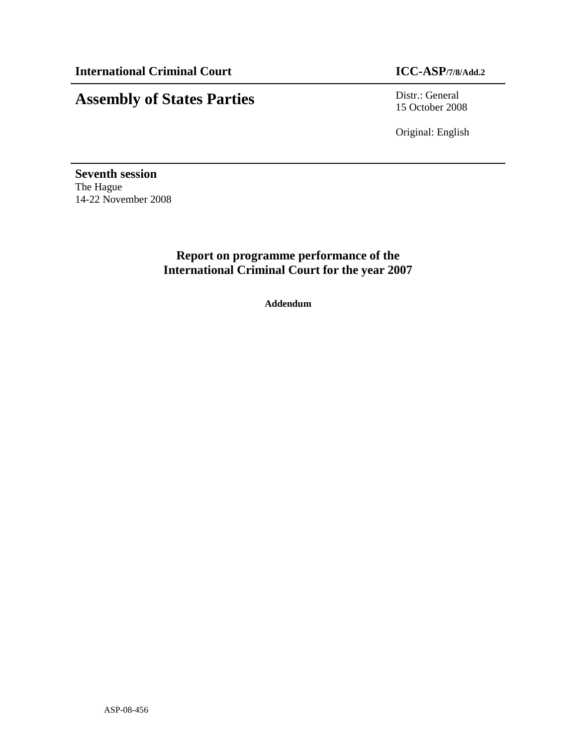**International Criminal Court** **ICC-ASP/7/8/Add.2**

# Assembly of States Parties

Distr.: General
15 October 2008

Original: English

**Seventh session**
The Hague
14-22 November 2008

## Report on programme performance of the International Criminal Court for the year 2007

**Addendum**

ASP-08-456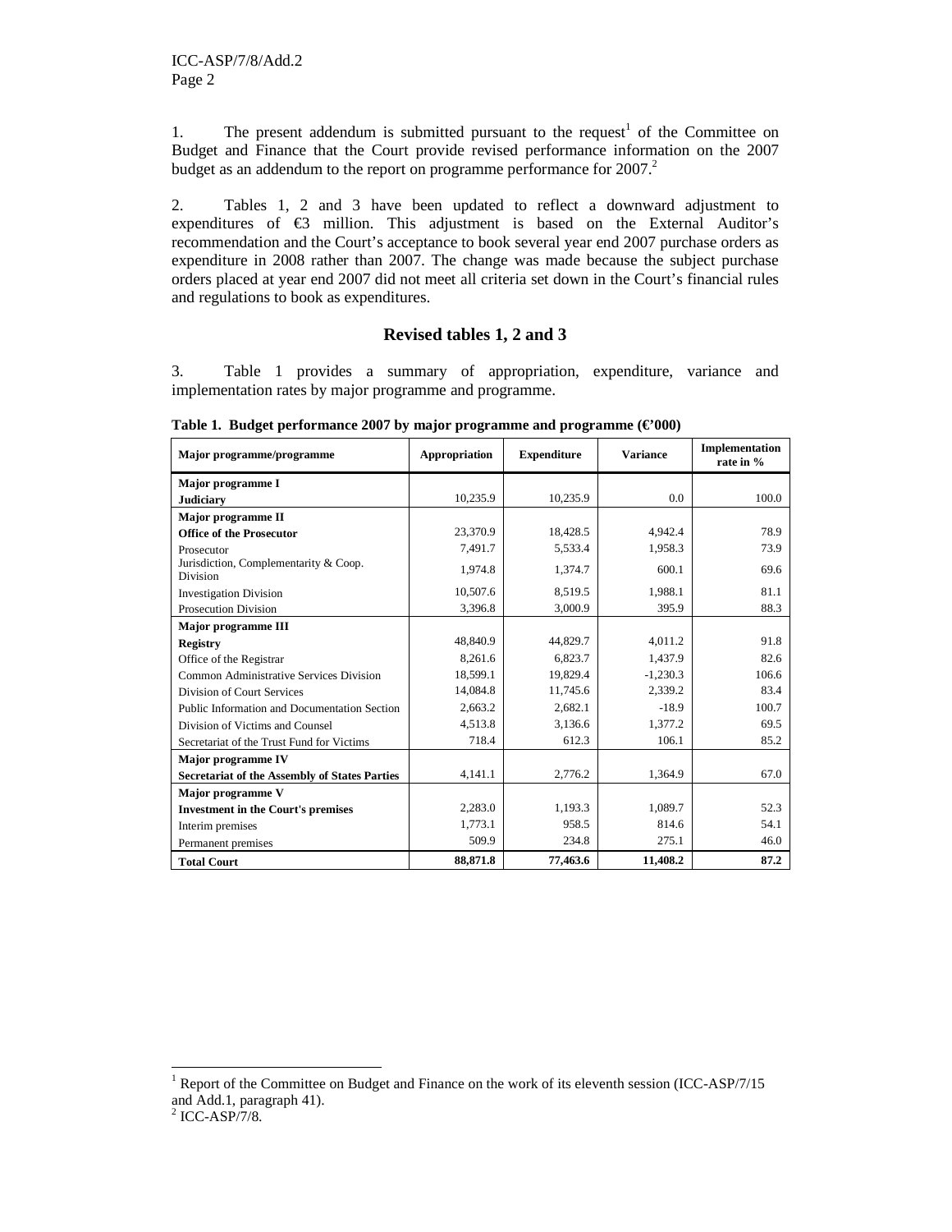1. The present addendum is submitted pursuant to the request[1] of the Committee on Budget and Finance that the Court provide revised performance information on the 2007 budget as an addendum to the report on programme performance for 2007.[2]

2. Tables 1, 2 and 3 have been updated to reflect a downward adjustment to expenditures of €3 million. This adjustment is based on the External Auditor's recommendation and the Court's acceptance to book several year end 2007 purchase orders as expenditure in 2008 rather than 2007. The change was made because the subject purchase orders placed at year end 2007 did not meet all criteria set down in the Court's financial rules and regulations to book as expenditures.

## Revised tables 1, 2 and 3

3. Table 1 provides a summary of appropriation, expenditure, variance and implementation rates by major programme and programme.

**Table 1. Budget performance 2007 by major programme and programme (€'000)**

| Major programme/programme | Appropriation | Expenditure | Variance | Implementation rate in % |
|---|---|---|---|---|
| **Major programme I** | | | | |
| **Judiciary** | 10,235.9 | 10,235.9 | 0.0 | 100.0 |
| **Major programme II** | | | | |
| **Office of the Prosecutor** | 23,370.9 | 18,428.5 | 4,942.4 | 78.9 |
| Prosecutor | 7,491.7 | 5,533.4 | 1,958.3 | 73.9 |
| Jurisdiction, Complementarity & Coop. Division | 1,974.8 | 1,374.7 | 600.1 | 69.6 |
| Investigation Division | 10,507.6 | 8,519.5 | 1,988.1 | 81.1 |
| Prosecution Division | 3,396.8 | 3,000.9 | 395.9 | 88.3 |
| **Major programme III** | | | | |
| **Registry** | 48,840.9 | 44,829.7 | 4,011.2 | 91.8 |
| Office of the Registrar | 8,261.6 | 6,823.7 | 1,437.9 | 82.6 |
| Common Administrative Services Division | 18,599.1 | 19,829.4 | -1,230.3 | 106.6 |
| Division of Court Services | 14,084.8 | 11,745.6 | 2,339.2 | 83.4 |
| Public Information and Documentation Section | 2,663.2 | 2,682.1 | -18.9 | 100.7 |
| Division of Victims and Counsel | 4,513.8 | 3,136.6 | 1,377.2 | 69.5 |
| Secretariat of the Trust Fund for Victims | 718.4 | 612.3 | 106.1 | 85.2 |
| **Major programme IV** | | | | |
| **Secretariat of the Assembly of States Parties** | 4,141.1 | 2,776.2 | 1,364.9 | 67.0 |
| **Major programme V** | | | | |
| **Investment in the Court's premises** | 2,283.0 | 1,193.3 | 1,089.7 | 52.3 |
| Interim premises | 1,773.1 | 958.5 | 814.6 | 54.1 |
| Permanent premises | 509.9 | 234.8 | 275.1 | 46.0 |
| **Total Court** | **88,871.8** | **77,463.6** | **11,408.2** | **87.2** |

[1] Report of the Committee on Budget and Finance on the work of its eleventh session (ICC-ASP/7/15 and Add.1, paragraph 41).

[2] ICC-ASP/7/8.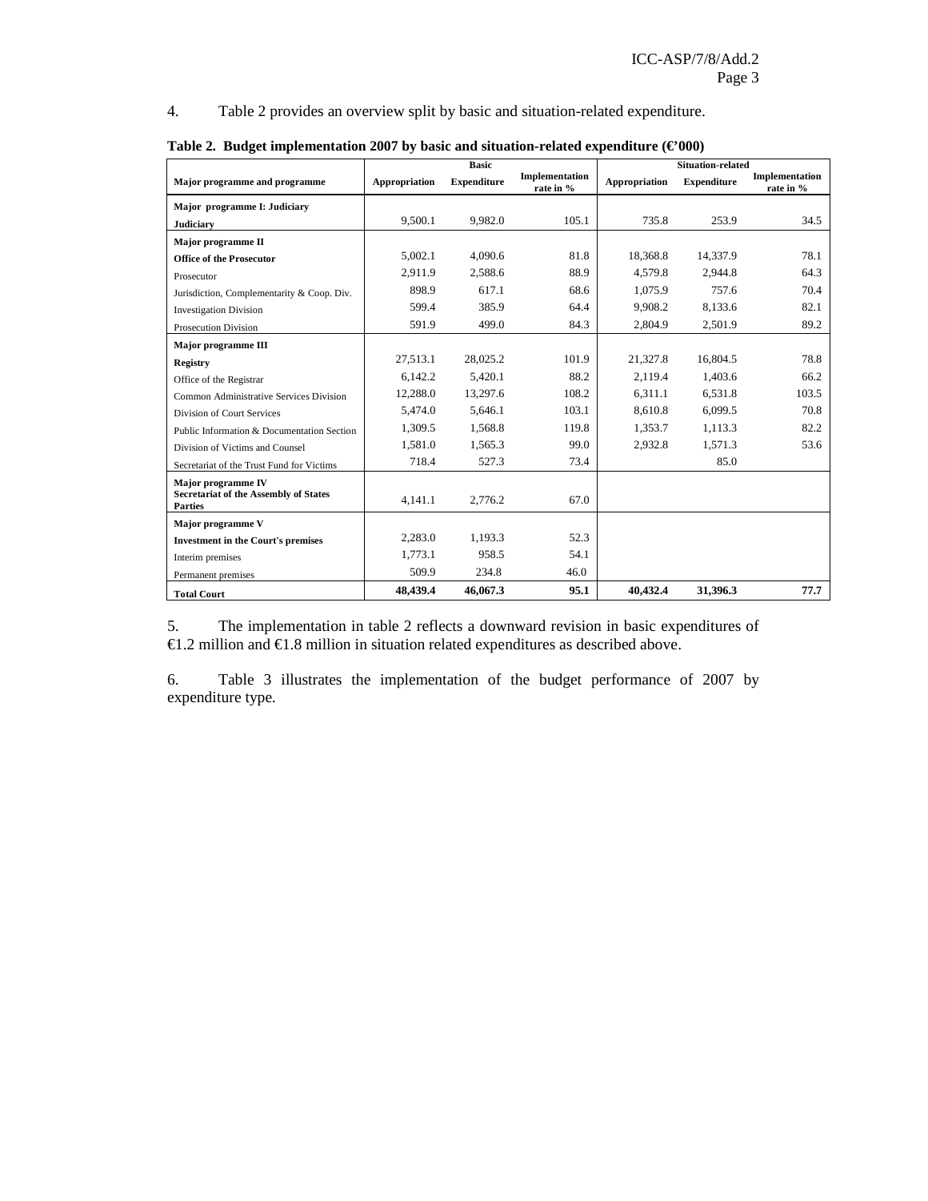4. Table 2 provides an overview split by basic and situation-related expenditure.

**Table 2. Budget implementation 2007 by basic and situation-related expenditure (€'000)**

| Major programme and programme | Basic | | | Situation-related | | |
|---|---|---|---|---|---|---|
| | Appropriation | Expenditure | Implementation rate in % | Appropriation | Expenditure | Implementation rate in % |
| **Major programme I: Judiciary** | | | | | | |
| **Judiciary** | 9,500.1 | 9,982.0 | 105.1 | 735.8 | 253.9 | 34.5 |
| **Major programme II** | | | | | | |
| **Office of the Prosecutor** | 5,002.1 | 4,090.6 | 81.8 | 18,368.8 | 14,337.9 | 78.1 |
| Prosecutor | 2,911.9 | 2,588.6 | 88.9 | 4,579.8 | 2,944.8 | 64.3 |
| Jurisdiction, Complementarity & Coop. Div. | 898.9 | 617.1 | 68.6 | 1,075.9 | 757.6 | 70.4 |
| Investigation Division | 599.4 | 385.9 | 64.4 | 9,908.2 | 8,133.6 | 82.1 |
| Prosecution Division | 591.9 | 499.0 | 84.3 | 2,804.9 | 2,501.9 | 89.2 |
| **Major programme III** | | | | | | |
| **Registry** | 27,513.1 | 28,025.2 | 101.9 | 21,327.8 | 16,804.5 | 78.8 |
| Office of the Registrar | 6,142.2 | 5,420.1 | 88.2 | 2,119.4 | 1,403.6 | 66.2 |
| Common Administrative Services Division | 12,288.0 | 13,297.6 | 108.2 | 6,311.1 | 6,531.8 | 103.5 |
| Division of Court Services | 5,474.0 | 5,646.1 | 103.1 | 8,610.8 | 6,099.5 | 70.8 |
| Public Information & Documentation Section | 1,309.5 | 1,568.8 | 119.8 | 1,353.7 | 1,113.3 | 82.2 |
| Division of Victims and Counsel | 1,581.0 | 1,565.3 | 99.0 | 2,932.8 | 1,571.3 | 53.6 |
| Secretariat of the Trust Fund for Victims | 718.4 | 527.3 | 73.4 | | 85.0 | |
| **Major programme IV** **Secretariat of the Assembly of States Parties** | 4,141.1 | 2,776.2 | 67.0 | | | |
| **Major programme V** | | | | | | |
| **Investment in the Court's premises** | 2,283.0 | 1,193.3 | 52.3 | | | |
| Interim premises | 1,773.1 | 958.5 | 54.1 | | | |
| Permanent premises | 509.9 | 234.8 | 46.0 | | | |
| **Total Court** | **48,439.4** | **46,067.3** | **95.1** | **40,432.4** | **31,396.3** | **77.7** |

5. The implementation in table 2 reflects a downward revision in basic expenditures of €1.2 million and €1.8 million in situation related expenditures as described above.

6. Table 3 illustrates the implementation of the budget performance of 2007 by expenditure type.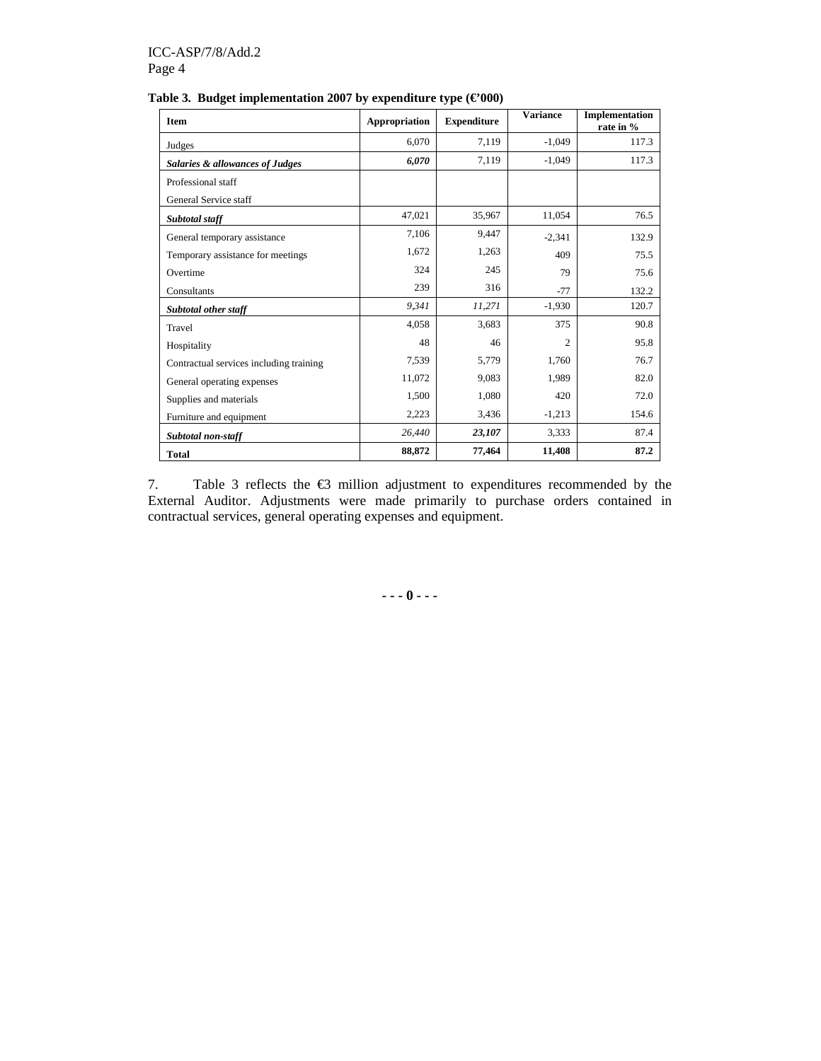**Table 3. Budget implementation 2007 by expenditure type (€'000)**

| Item | Appropriation | Expenditure | Variance | Implementation rate in % |
|---|---|---|---|---|
| Judges | 6,070 | 7,119 | -1,049 | 117.3 |
| ***Salaries & allowances of Judges*** | ***6,070*** | 7,119 | -1,049 | 117.3 |
| Professional staff | | | | |
| General Service staff | | | | |
| ***Subtotal staff*** | 47,021 | 35,967 | 11,054 | 76.5 |
| General temporary assistance | 7,106 | 9,447 | -2,341 | 132.9 |
| Temporary assistance for meetings | 1,672 | 1,263 | 409 | 75.5 |
| Overtime | 324 | 245 | 79 | 75.6 |
| Consultants | 239 | 316 | -77 | 132.2 |
| ***Subtotal other staff*** | *9,341* | *11,271* | -1,930 | 120.7 |
| Travel | 4,058 | 3,683 | 375 | 90.8 |
| Hospitality | 48 | 46 | 2 | 95.8 |
| Contractual services including training | 7,539 | 5,779 | 1,760 | 76.7 |
| General operating expenses | 11,072 | 9,083 | 1,989 | 82.0 |
| Supplies and materials | 1,500 | 1,080 | 420 | 72.0 |
| Furniture and equipment | 2,223 | 3,436 | -1,213 | 154.6 |
| ***Subtotal non-staff*** | *26,440* | ***23,107*** | 3,333 | 87.4 |
| **Total** | **88,872** | **77,464** | **11,408** | **87.2** |

7. Table 3 reflects the €3 million adjustment to expenditures recommended by the External Auditor. Adjustments were made primarily to purchase orders contained in contractual services, general operating expenses and equipment.

**- - - 0 - - -**